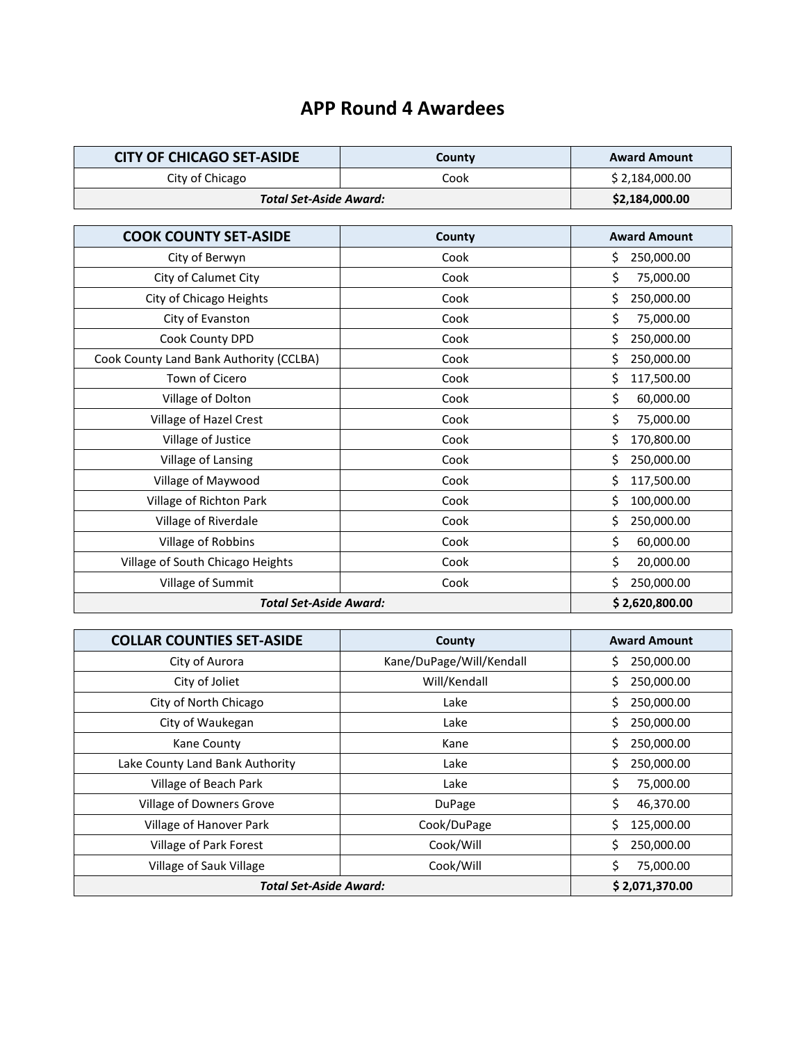# APP Round 4 Awardees

| CITY OF CHICAGO SET-ASIDE | County | Award Amount |
|---|---|---|
| City of Chicago | Cook | $ 2,184,000.00 |
| ***Total Set-Aside Award:*** | | **$2,184,000.00** |

| COOK COUNTY SET-ASIDE | County | Award Amount |
|---|---|---|
| City of Berwyn | Cook | $ 250,000.00 |
| City of Calumet City | Cook | $ 75,000.00 |
| City of Chicago Heights | Cook | $ 250,000.00 |
| City of Evanston | Cook | $ 75,000.00 |
| Cook County DPD | Cook | $ 250,000.00 |
| Cook County Land Bank Authority (CCLBA) | Cook | $ 250,000.00 |
| Town of Cicero | Cook | $ 117,500.00 |
| Village of Dolton | Cook | $ 60,000.00 |
| Village of Hazel Crest | Cook | $ 75,000.00 |
| Village of Justice | Cook | $ 170,800.00 |
| Village of Lansing | Cook | $ 250,000.00 |
| Village of Maywood | Cook | $ 117,500.00 |
| Village of Richton Park | Cook | $ 100,000.00 |
| Village of Riverdale | Cook | $ 250,000.00 |
| Village of Robbins | Cook | $ 60,000.00 |
| Village of South Chicago Heights | Cook | $ 20,000.00 |
| Village of Summit | Cook | $ 250,000.00 |
| ***Total Set-Aside Award:*** | | **$ 2,620,800.00** |

| COLLAR COUNTIES SET-ASIDE | County | Award Amount |
|---|---|---|
| City of Aurora | Kane/DuPage/Will/Kendall | $ 250,000.00 |
| City of Joliet | Will/Kendall | $ 250,000.00 |
| City of North Chicago | Lake | $ 250,000.00 |
| City of Waukegan | Lake | $ 250,000.00 |
| Kane County | Kane | $ 250,000.00 |
| Lake County Land Bank Authority | Lake | $ 250,000.00 |
| Village of Beach Park | Lake | $ 75,000.00 |
| Village of Downers Grove | DuPage | $ 46,370.00 |
| Village of Hanover Park | Cook/DuPage | $ 125,000.00 |
| Village of Park Forest | Cook/Will | $ 250,000.00 |
| Village of Sauk Village | Cook/Will | $ 75,000.00 |
| ***Total Set-Aside Award:*** | | **$ 2,071,370.00** |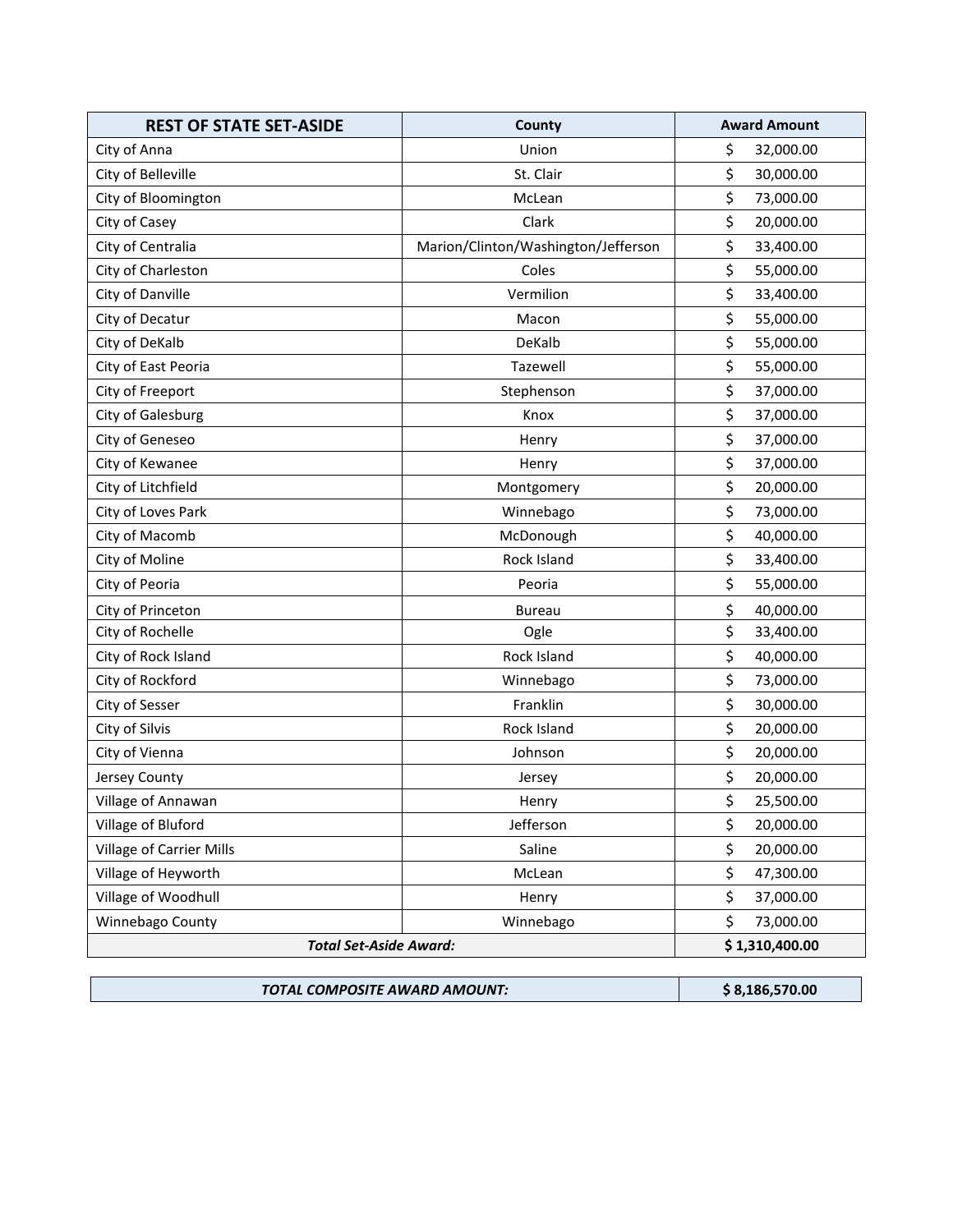| REST OF STATE SET-ASIDE | County | Award Amount |
|---|---|---|
| City of Anna | Union | $ 32,000.00 |
| City of Belleville | St. Clair | $ 30,000.00 |
| City of Bloomington | McLean | $ 73,000.00 |
| City of Casey | Clark | $ 20,000.00 |
| City of Centralia | Marion/Clinton/Washington/Jefferson | $ 33,400.00 |
| City of Charleston | Coles | $ 55,000.00 |
| City of Danville | Vermilion | $ 33,400.00 |
| City of Decatur | Macon | $ 55,000.00 |
| City of DeKalb | DeKalb | $ 55,000.00 |
| City of East Peoria | Tazewell | $ 55,000.00 |
| City of Freeport | Stephenson | $ 37,000.00 |
| City of Galesburg | Knox | $ 37,000.00 |
| City of Geneseo | Henry | $ 37,000.00 |
| City of Kewanee | Henry | $ 37,000.00 |
| City of Litchfield | Montgomery | $ 20,000.00 |
| City of Loves Park | Winnebago | $ 73,000.00 |
| City of Macomb | McDonough | $ 40,000.00 |
| City of Moline | Rock Island | $ 33,400.00 |
| City of Peoria | Peoria | $ 55,000.00 |
| City of Princeton | Bureau | $ 40,000.00 |
| City of Rochelle | Ogle | $ 33,400.00 |
| City of Rock Island | Rock Island | $ 40,000.00 |
| City of Rockford | Winnebago | $ 73,000.00 |
| City of Sesser | Franklin | $ 30,000.00 |
| City of Silvis | Rock Island | $ 20,000.00 |
| City of Vienna | Johnson | $ 20,000.00 |
| Jersey County | Jersey | $ 20,000.00 |
| Village of Annawan | Henry | $ 25,500.00 |
| Village of Bluford | Jefferson | $ 20,000.00 |
| Village of Carrier Mills | Saline | $ 20,000.00 |
| Village of Heyworth | McLean | $ 47,300.00 |
| Village of Woodhull | Henry | $ 37,000.00 |
| Winnebago County | Winnebago | $ 73,000.00 |
| ***Total Set-Aside Award:*** | | **$ 1,310,400.00** |

| | |
|---|---|
| ***TOTAL COMPOSITE AWARD AMOUNT:*** | **$ 8,186,570.00** |